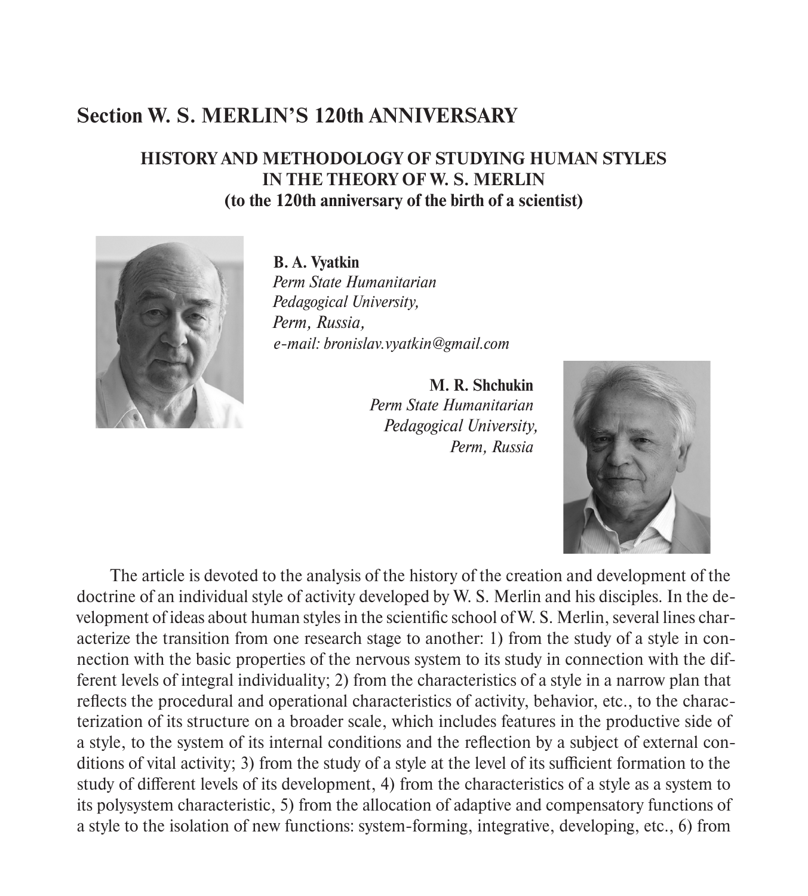# Section W. S. MERLIN'S 120th ANNIVERSARY

## HISTORY AND METHODOLOGY OF STUDYING HUMAN STYLES IN THE THEORY OF W. S. MERLIN (to the 120th anniversary of the birth of a scientist)

**B. A. Vyatkin**
*Perm State Humanitarian Pedagogical University,*
*Perm, Russia,*
*e-mail: bronislav.vyatkin@gmail.com*

**M. R. Shchukin**
*Perm State Humanitarian Pedagogical University,*
*Perm, Russia*

The article is devoted to the analysis of the history of the creation and development of the doctrine of an individual style of activity developed by W. S. Merlin and his disciples. In the development of ideas about human styles in the scientific school of W. S. Merlin, several lines characterize the transition from one research stage to another: 1) from the study of a style in connection with the basic properties of the nervous system to its study in connection with the different levels of integral individuality; 2) from the characteristics of a style in a narrow plan that reflects the procedural and operational characteristics of activity, behavior, etc., to the characterization of its structure on a broader scale, which includes features in the productive side of a style, to the system of its internal conditions and the reflection by a subject of external conditions of vital activity; 3) from the study of a style at the level of its sufficient formation to the study of different levels of its development, 4) from the characteristics of a style as a system to its polysystem characteristic, 5) from the allocation of adaptive and compensatory functions of a style to the isolation of new functions: system-forming, integrative, developing, etc., 6) from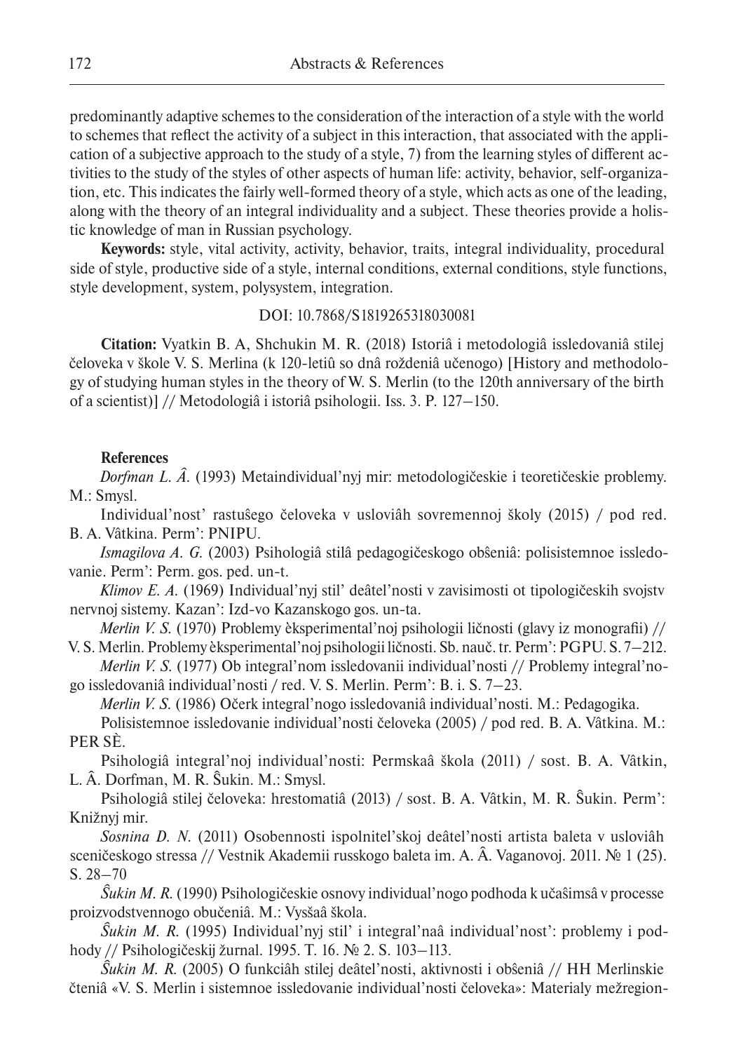predominantly adaptive schemes to the consideration of the interaction of a style with the world to schemes that reflect the activity of a subject in this interaction, that associated with the application of a subjective approach to the study of a style, 7) from the learning styles of different activities to the study of the styles of other aspects of human life: activity, behavior, self-organization, etc. This indicates the fairly well-formed theory of a style, which acts as one of the leading, along with the theory of an integral individuality and a subject. These theories provide a holistic knowledge of man in Russian psychology.

**Keywords:** style, vital activity, activity, behavior, traits, integral individuality, procedural side of style, productive side of a style, internal conditions, external conditions, style functions, style development, system, polysystem, integration.

DOI: 10.7868/S1819265318030081

**Citation:** Vyatkin B. A, Shchukin M. R. (2018) Istoriâ i metodologiâ issledovaniâ stilej čeloveka v škole V. S. Merlina (k 120-letiû so dnâ roždeniâ učenogo) [History and methodology of studying human styles in the theory of W. S. Merlin (to the 120th anniversary of the birth of a scientist)] // Metodologiâ i istoriâ psihologii. Iss. 3. P. 127–150.

**References**

*Dorfman L. Â.* (1993) Metaindividual'nyj mir: metodologičeskie i teoretičeskie problemy. M.: Smysl.

Individual'nost' rastuŝego čeloveka v usloviâh sovremennoj školy (2015) / pod red. B. A. Vâtkina. Perm': PNIPU.

*Ismagilova A. G.* (2003) Psihologiâ stilâ pedagogičeskogo obŝeniâ: polisistemnoe issledovanie. Perm': Perm. gos. ped. un-t.

*Klimov E. A.* (1969) Individual'nyj stil' deâtel'nosti v zavisimosti ot tipologičeskih svojstv nervnoj sistemy. Kazan': Izd-vo Kazanskogo gos. un-ta.

*Merlin V. S.* (1970) Problemy èksperimental'noj psihologii ličnosti (glavy iz monografii) // V. S. Merlin. Problemy èksperimental'noj psihologii ličnosti. Sb. nauč. tr. Perm': PGPU. S. 7–212.

*Merlin V. S.* (1977) Ob integral'nom issledovanii individual'nosti // Problemy integral'nogo issledovaniâ individual'nosti / red. V. S. Merlin. Perm': B. i. S. 7–23.

*Merlin V. S.* (1986) Očerk integral'nogo issledovaniâ individual'nosti. M.: Pedagogika.

Polisistemnoe issledovanie individual'nosti čeloveka (2005) / pod red. B. A. Vâtkina. M.: PER SÈ.

Psihologiâ integral'noj individual'nosti: Permskaâ škola (2011) / sost. B. A. Vâtkin, L. Â. Dorfman, M. R. Ŝukin. M.: Smysl.

Psihologiâ stilej čeloveka: hrestomatiâ (2013) / sost. B. A. Vâtkin, M. R. Ŝukin. Perm': Knižnyj mir.

*Sosnina D. N.* (2011) Osobennosti ispolnitel'skoj deâtel'nosti artista baleta v usloviâh sceničeskogo stressa // Vestnik Akademii russkogo baleta im. A. Â. Vaganovoj. 2011. № 1 (25). S. 28–70

*Ŝukin M. R.* (1990) Psihologičeskie osnovy individual'nogo podhoda k učaŝimsâ v processe proizvodstvennogo obučeniâ. M.: Vysšaâ škola.

*Ŝukin M. R.* (1995) Individual'nyj stil' i integral'naâ individual'nost': problemy i podhody // Psihologičeskij žurnal. 1995. T. 16. № 2. S. 103–113.

*Ŝukin M. R.* (2005) O funkciâh stilej deâtel'nosti, aktivnosti i obŝeniâ // HH Merlinskie čteniâ «V. S. Merlin i sistemnoe issledovanie individual'nosti čeloveka»: Materialy mežregion-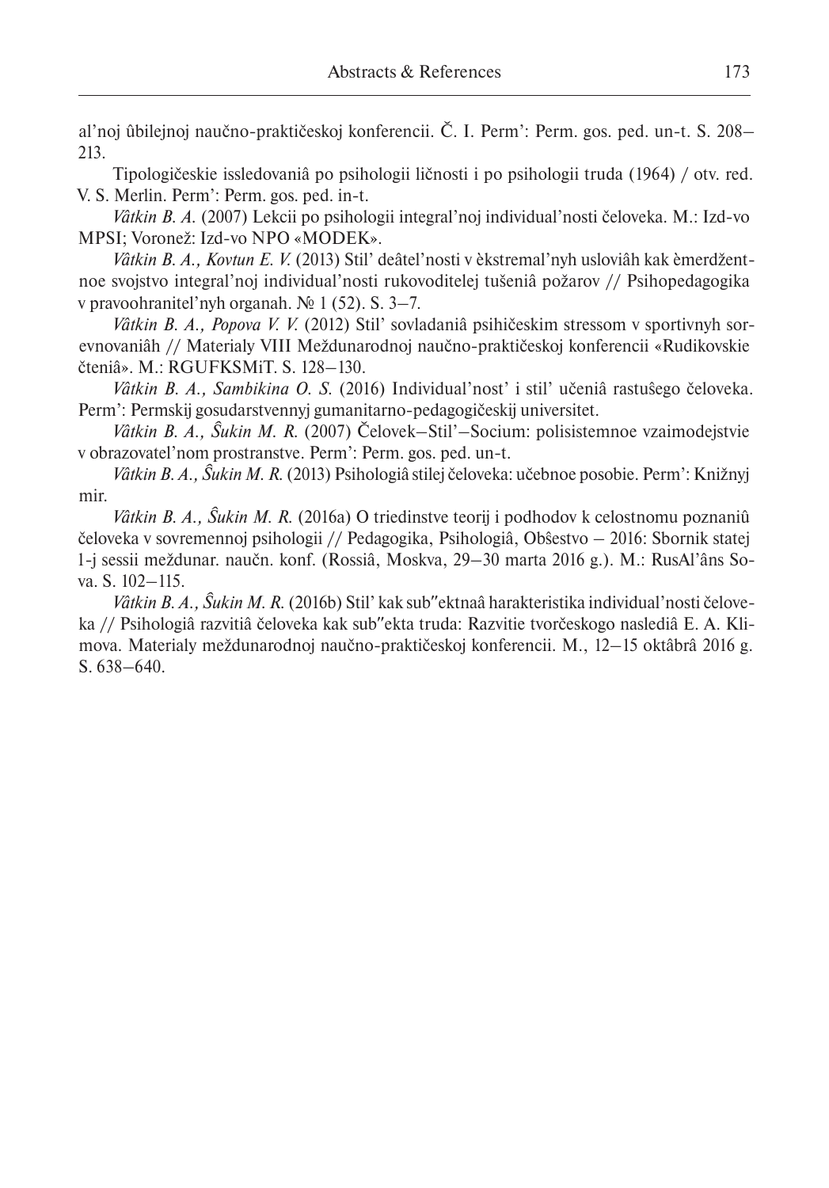al'noj ûbilejnoj naučno-praktičeskoj konferencii. Č. I. Perm': Perm. gos. ped. un-t. S. 208–213.

Tipologičeskie issledovaniâ po psihologii ličnosti i po psihologii truda (1964) / otv. red. V. S. Merlin. Perm': Perm. gos. ped. in-t.

*Vâtkin B. A.* (2007) Lekcii po psihologii integral'noj individual'nosti čeloveka. M.: Izd-vo MPSI; Voronež: Izd-vo NPO «MODEK».

*Vâtkin B. A., Kovtun E. V.* (2013) Stil' deâtel'nosti v èkstremal'nyh usloviâh kak èmerdžentnoe svojstvo integral'noj individual'nosti rukovoditelej tušeniâ požarov // Psihopedagogika v pravoohranitel'nyh organah. № 1 (52). S. 3–7.

*Vâtkin B. A., Popova V. V.* (2012) Stil' sovladaniâ psihičeskim stressom v sportivnyh sorevnovaniâh // Materialy VIII Meždunarodnoj naučno-praktičeskoj konferencii «Rudikovskie čteniâ». M.: RGUFKSMiT. S. 128–130.

*Vâtkin B. A., Sambikina O. S.* (2016) Individual'nost' i stil' učeniâ rastuŝego čeloveka. Perm': Permskij gosudarstvennyj gumanitarno-pedagogičeskij universitet.

*Vâtkin B. A., Ŝukin M. R.* (2007) Čelovek–Stil'–Socium: polisistemnoe vzaimodejstvie v obrazovatel'nom prostranstve. Perm': Perm. gos. ped. un-t.

*Vâtkin B. A., Ŝukin M. R.* (2013) Psihologiâ stilej čeloveka: učebnoe posobie. Perm': Knižnyj mir.

*Vâtkin B. A., Ŝukin M. R.* (2016a) O triedinstve teorij i podhodov k celostnomu poznaniû čeloveka v sovremennoj psihologii // Pedagogika, Psihologiâ, Obŝestvo – 2016: Sbornik statej 1-j sessii meždunar. naučn. konf. (Rossiâ, Moskva, 29–30 marta 2016 g.). M.: RusAl'âns Sova. S. 102–115.

*Vâtkin B. A., Ŝukin M. R.* (2016b) Stil' kak sub"ektnaâ harakteristika individual'nosti čeloveka // Psihologiâ razvitiâ čeloveka kak sub"ekta truda: Razvitie tvorčeskogo naslediâ E. A. Klimova. Materialy meždunarodnoj naučno-praktičeskoj konferencii. M., 12–15 oktâbrâ 2016 g. S. 638–640.